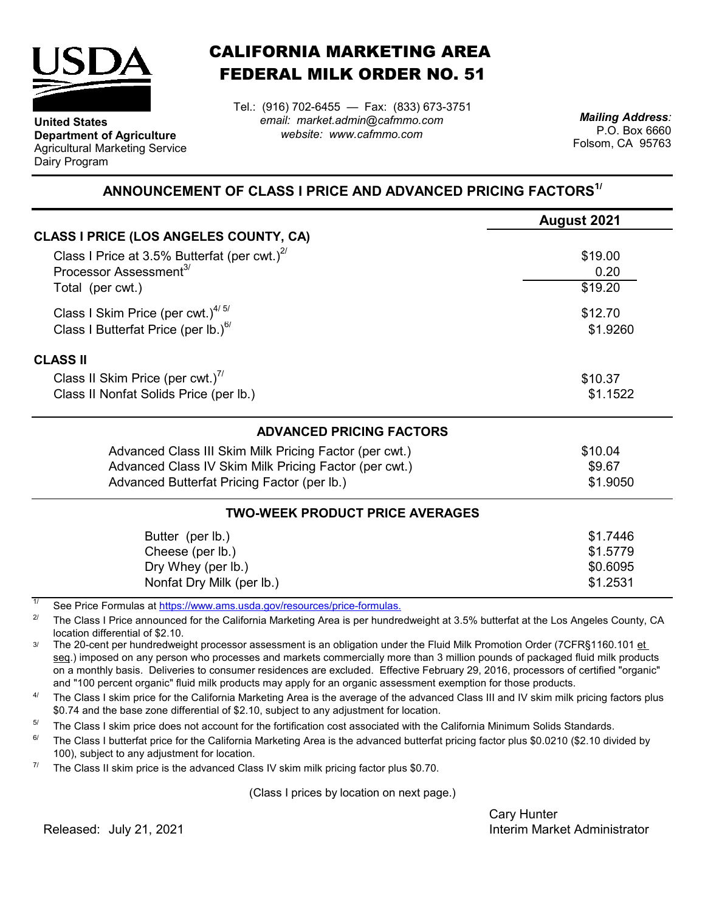**United States Department of Agriculture**
Agricultural Marketing Service
Dairy Program

# CALIFORNIA MARKETING AREA FEDERAL MILK ORDER NO. 51

Tel.: (916) 702-6455 — Fax: (833) 673-3751
*email: market.admin@cafmmo.com*
*website: www.cafmmo.com*

*Mailing Address:*
P.O. Box 6660
Folsom, CA 95763

## ANNOUNCEMENT OF CLASS I PRICE AND ADVANCED PRICING FACTORS[1/]

| | August 2021 |
|---|---|
| **CLASS I PRICE (LOS ANGELES COUNTY, CA)** | |
| Class I Price at 3.5% Butterfat (per cwt.)[2/] | \$19.00 |
| Processor Assessment[3/] | 0.20 |
| Total (per cwt.) | \$19.20 |
| Class I Skim Price (per cwt.)[4/ 5/] | \$12.70 |
| Class I Butterfat Price (per lb.)[6/] | \$1.9260 |
| **CLASS II** | |
| Class II Skim Price (per cwt.)[7/] | \$10.37 |
| Class II Nonfat Solids Price (per lb.) | \$1.1522 |

### ADVANCED PRICING FACTORS

| | |
|---|---|
| Advanced Class III Skim Milk Pricing Factor (per cwt.) | \$10.04 |
| Advanced Class IV Skim Milk Pricing Factor (per cwt.) | \$9.67 |
| Advanced Butterfat Pricing Factor (per lb.) | \$1.9050 |

### TWO-WEEK PRODUCT PRICE AVERAGES

| | |
|---|---|
| Butter (per lb.) | \$1.7446 |
| Cheese (per lb.) | \$1.5779 |
| Dry Whey (per lb.) | \$0.6095 |
| Nonfat Dry Milk (per lb.) | \$1.2531 |

[1/] See Price Formulas at https://www.ams.usda.gov/resources/price-formulas.

[2/] The Class I Price announced for the California Marketing Area is per hundredweight at 3.5% butterfat at the Los Angeles County, CA location differential of \$2.10.

[3/] The 20-cent per hundredweight processor assessment is an obligation under the Fluid Milk Promotion Order (7CFR§1160.101 et seq.) imposed on any person who processes and markets commercially more than 3 million pounds of packaged fluid milk products on a monthly basis. Deliveries to consumer residences are excluded. Effective February 29, 2016, processors of certified "organic" and "100 percent organic" fluid milk products may apply for an organic assessment exemption for those products.

[4/] The Class I skim price for the California Marketing Area is the average of the advanced Class III and IV skim milk pricing factors plus \$0.74 and the base zone differential of \$2.10, subject to any adjustment for location.

[5/] The Class I skim price does not account for the fortification cost associated with the California Minimum Solids Standards.

[6/] The Class I butterfat price for the California Marketing Area is the advanced butterfat pricing factor plus \$0.0210 (\$2.10 divided by 100), subject to any adjustment for location.

[7/] The Class II skim price is the advanced Class IV skim milk pricing factor plus \$0.70.

(Class I prices by location on next page.)

Released: July 21, 2021

Cary Hunter
Interim Market Administrator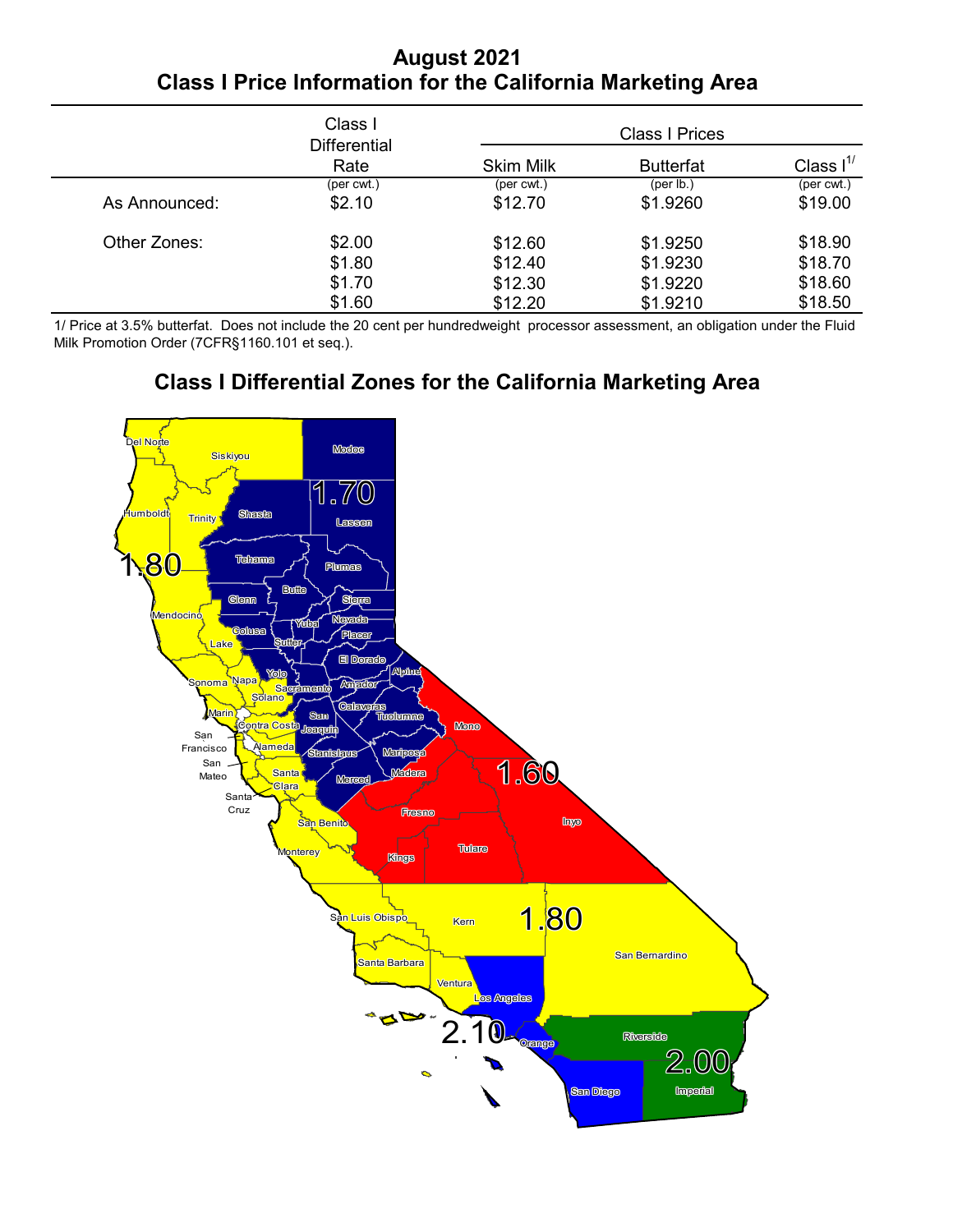# August 2021
# Class I Price Information for the California Marketing Area

| | Class I Differential Rate | Class I Prices | | |
|---|---|---|---|---|
| | | Skim Milk | Butterfat | Class I[1/] |
| | (per cwt.) | (per cwt.) | (per lb.) | (per cwt.) |
| As Announced: | $2.10 | $12.70 | $1.9260 | $19.00 |
| Other Zones: | $2.00 | $12.60 | $1.9250 | $18.90 |
| | $1.80 | $12.40 | $1.9230 | $18.70 |
| | $1.70 | $12.30 | $1.9220 | $18.60 |
| | $1.60 | $12.20 | $1.9210 | $18.50 |

1/ Price at 3.5% butterfat. Does not include the 20 cent per hundredweight processor assessment, an obligation under the Fluid Milk Promotion Order (7CFR§1160.101 et seq.).

## Class I Differential Zones for the California Marketing Area

Del Norte
Siskiyou
Modoc
1.70
Humboldt
Trinity
Shasta
Lassen
1.80
Tehama
Plumas
Butte
Glenn
Sierra
Mendocino
Nevada
Yuba
Colusa
Placer
Lake
Sutter
El Dorado
Yolo
Alpine
Sonoma
Napa
Sacramento
Amador
Solano
Calaveras
Marin
San Joaquin
Tuolumne
Mono
Contra Costa
San Francisco
Alameda
Stanislaus
Mariposa
San Mateo
Santa Clara
Merced
Madera
1.60
Santa Cruz
Fresno
San Benito
Inyo
Tulare
Monterey
Kings
San Luis Obispo
Kern
1.80
San Bernardino
Santa Barbara
Ventura
Los Angeles
2.10
Orange
Riverside
2.00
San Diego
Imperial